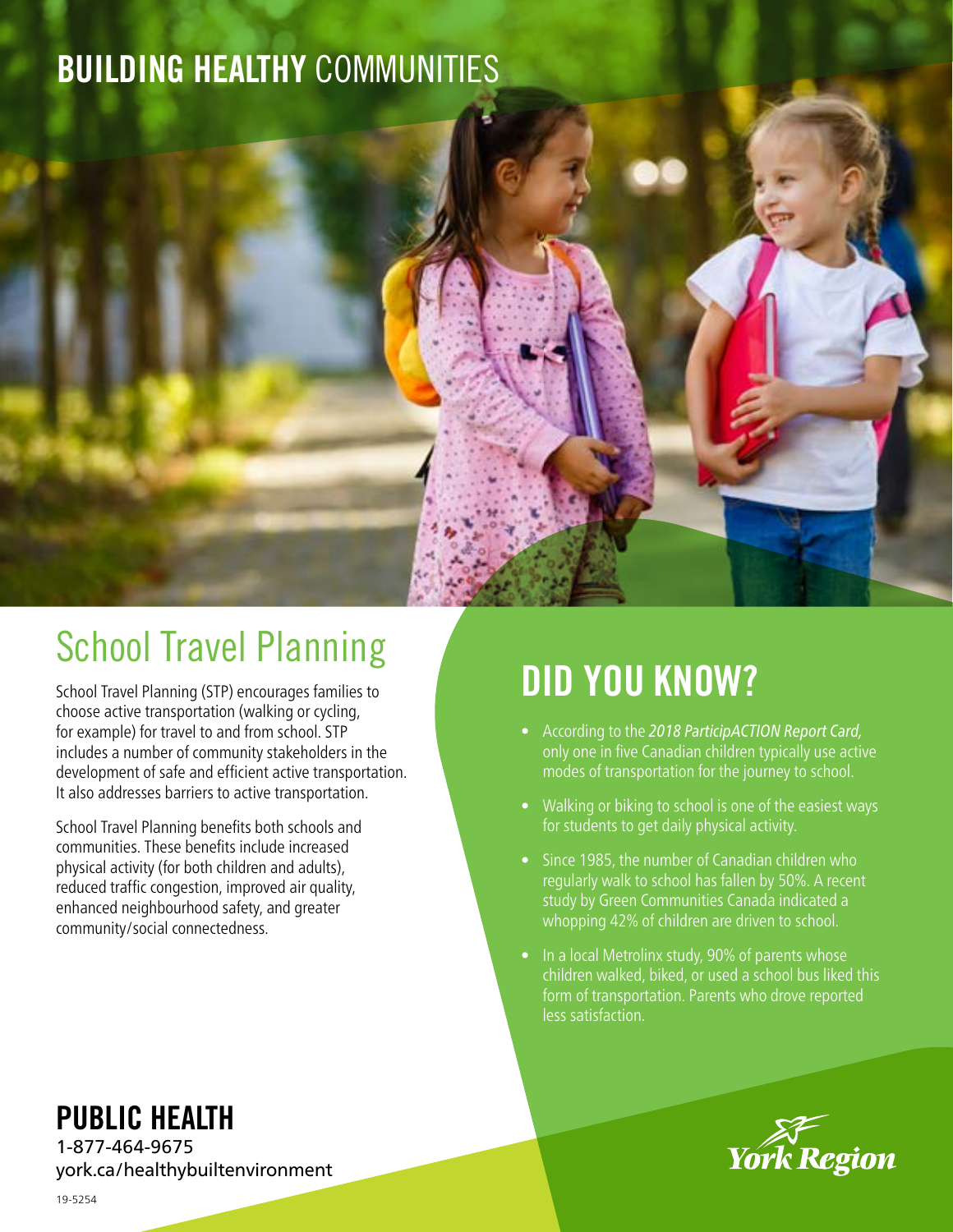# BUILDING HEALTHY COMMUNITIES

## School Travel Planning

School Travel Planning (STP) encourages families to choose active transportation (walking or cycling, for example) for travel to and from school. STP includes a number of community stakeholders in the development of safe and efficient active transportation. It also addresses barriers to active transportation.

School Travel Planning benefits both schools and communities. These benefits include increased physical activity (for both children and adults), reduced traffic congestion, improved air quality, enhanced neighbourhood safety, and greater community/social connectedness.

## DID YOU KNOW?

- According to the *2018 ParticipACTION Report Card*, only one in five Canadian children typically use active modes of transportation for the journey to school.
- Walking or biking to school is one of the easiest ways for students to get daily physical activity.
- Since 1985, the number of Canadian children who regularly walk to school has fallen by 50%. A recent study by Green Communities Canada indicated a whopping 42% of children are driven to school.
- In a local Metrolinx study, 90% of parents whose children walked, biked, or used a school bus liked this form of transportation. Parents who drove reported less satisfaction.

**PUBLIC HEALTH**
1-877-464-9675
york.ca/healthybuiltenvironment

York Region

19-5254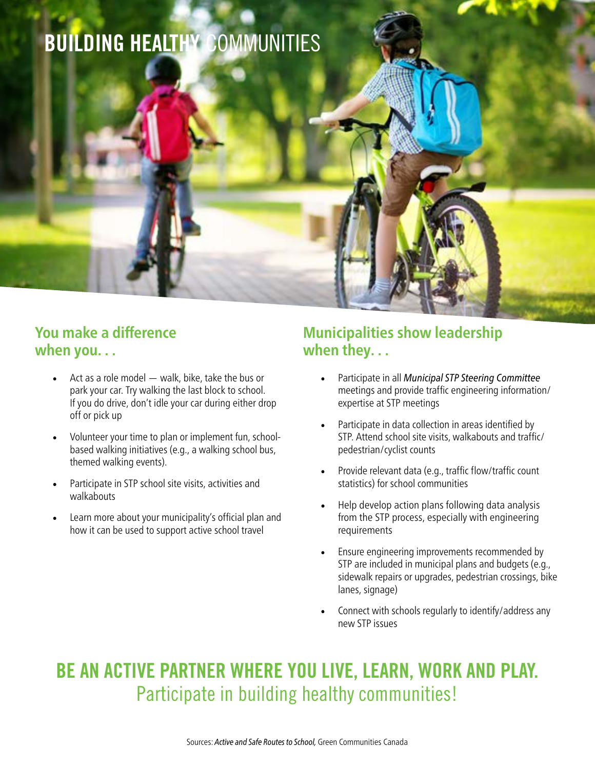# BUILDING HEALTHY COMMUNITIES

## You make a difference when you. . .

- Act as a role model — walk, bike, take the bus or park your car. Try walking the last block to school. If you do drive, don't idle your car during either drop off or pick up
- Volunteer your time to plan or implement fun, school-based walking initiatives (e.g., a walking school bus, themed walking events).
- Participate in STP school site visits, activities and walkabouts
- Learn more about your municipality's official plan and how it can be used to support active school travel

## Municipalities show leadership when they. . .

- Participate in all *Municipal STP Steering Committee* meetings and provide traffic engineering information/ expertise at STP meetings
- Participate in data collection in areas identified by STP. Attend school site visits, walkabouts and traffic/ pedestrian/cyclist counts
- Provide relevant data (e.g., traffic flow/traffic count statistics) for school communities
- Help develop action plans following data analysis from the STP process, especially with engineering requirements
- Ensure engineering improvements recommended by STP are included in municipal plans and budgets (e.g., sidewalk repairs or upgrades, pedestrian crossings, bike lanes, signage)
- Connect with schools regularly to identify/address any new STP issues

## BE AN ACTIVE PARTNER WHERE YOU LIVE, LEARN, WORK AND PLAY.

Participate in building healthy communities!

Sources: ***Active and Safe Routes to School,*** Green Communities Canada